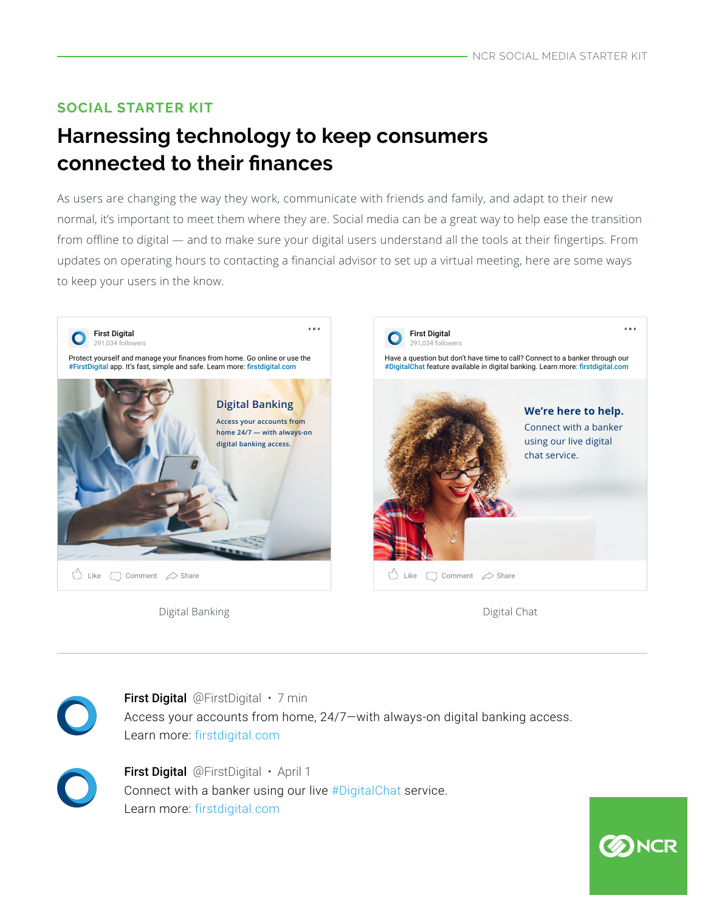## SOCIAL STARTER KIT

# Harnessing technology to keep consumers connected to their finances

As users are changing the way they work, communicate with friends and family, and adapt to their new normal, it's important to meet them where they are. Social media can be a great way to help ease the transition from offline to digital — and to make sure your digital users understand all the tools at their fingertips. From updates on operating hours to contacting a financial advisor to set up a virtual meeting, here are some ways to keep your users in the know.

**First Digital**
291,034 followers

Protect yourself and manage your finances from home. Go online or use the #FirstDigital app. It's fast, simple and safe. Learn more: firstdigital.com

**Digital Banking**
Access your accounts from home 24/7 — with always-on digital banking access.

Like Comment Share

Digital Banking

**First Digital**
291,034 followers

Have a question but don't have time to call? Connect to a banker through our #DigitalChat feature available in digital banking. Learn more: firstdigital.com

**We're here to help.**
Connect with a banker using our live digital chat service.

Like Comment Share

Digital Chat

---

**First Digital** @FirstDigital • 7 min
Access your accounts from home, 24/7—with always-on digital banking access.
Learn more: firstdigital.com

**First Digital** @FirstDigital • April 1
Connect with a banker using our live #DigitalChat service.
Learn more: firstdigital.com

NCR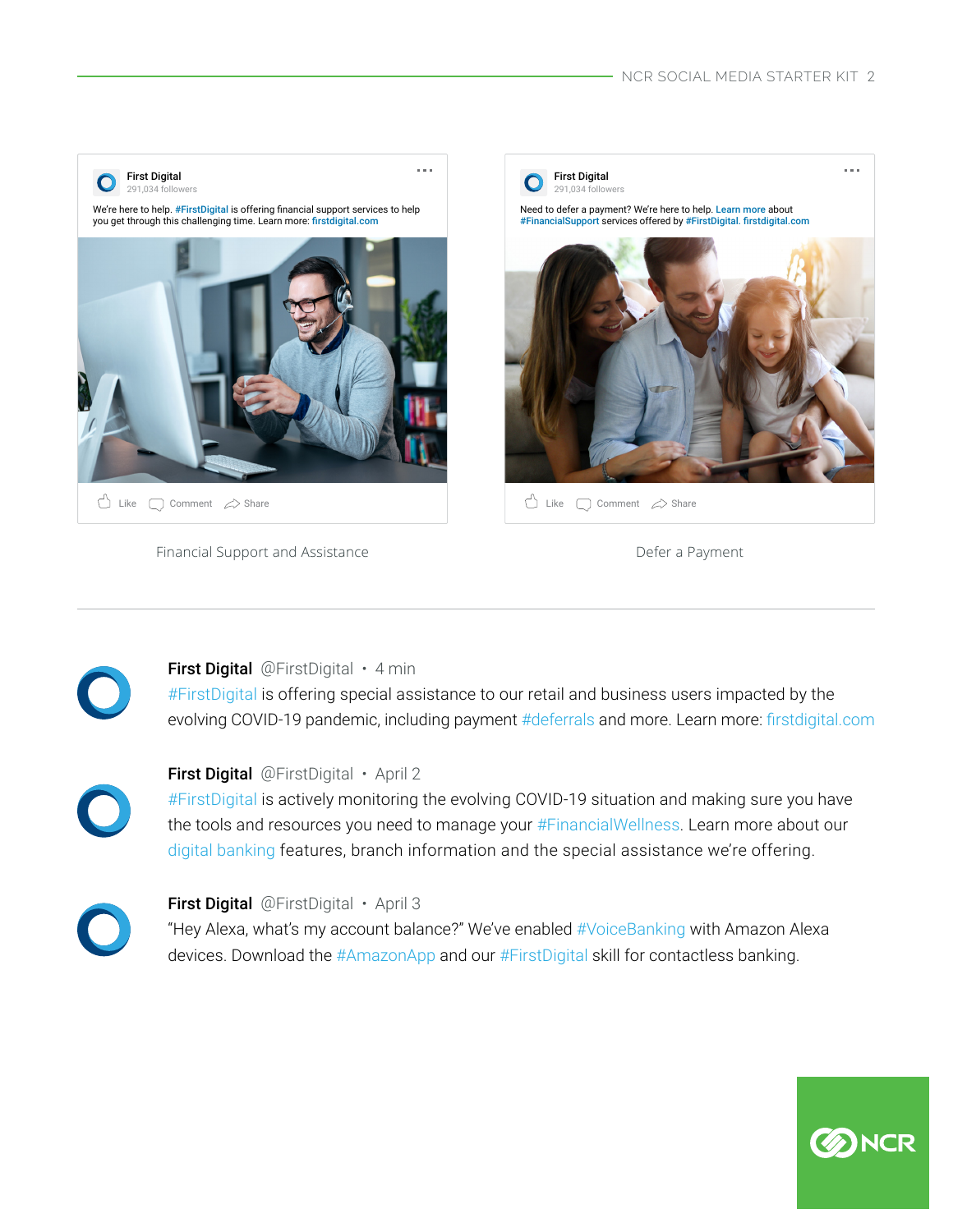First Digital
291,034 followers

We're here to help. #FirstDigital is offering financial support services to help you get through this challenging time. Learn more: firstdigital.com

Like Comment Share

Financial Support and Assistance

First Digital
291,034 followers

Need to defer a payment? We're here to help. Learn more about #FinancialSupport services offered by #FirstDigital. firstdigital.com

Like Comment Share

Defer a Payment

---

**First Digital** @FirstDigital • 4 min
#FirstDigital is offering special assistance to our retail and business users impacted by the evolving COVID-19 pandemic, including payment #deferrals and more. Learn more: firstdigital.com

**First Digital** @FirstDigital • April 2
#FirstDigital is actively monitoring the evolving COVID-19 situation and making sure you have the tools and resources you need to manage your #FinancialWellness. Learn more about our digital banking features, branch information and the special assistance we're offering.

**First Digital** @FirstDigital • April 3
"Hey Alexa, what's my account balance?" We've enabled #VoiceBanking with Amazon Alexa devices. Download the #AmazonApp and our #FirstDigital skill for contactless banking.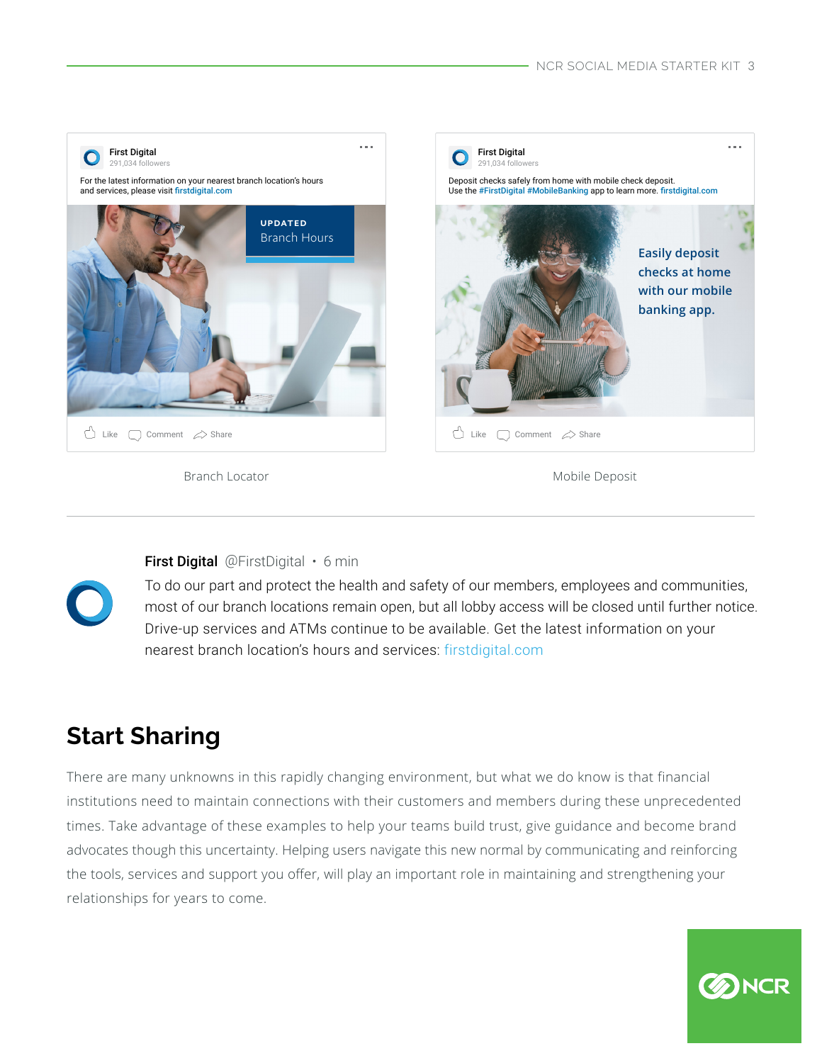First Digital
291,034 followers

For the latest information on your nearest branch location's hours and services, please visit firstdigital.com

UPDATED
Branch Hours

Like Comment Share

Branch Locator

First Digital
291,034 followers

Deposit checks safely from home with mobile check deposit. Use the #FirstDigital #MobileBanking app to learn more. firstdigital.com

Easily deposit checks at home with our mobile banking app.

Like Comment Share

Mobile Deposit

---

**First Digital** @FirstDigital • 6 min

To do our part and protect the health and safety of our members, employees and communities, most of our branch locations remain open, but all lobby access will be closed until further notice. Drive-up services and ATMs continue to be available. Get the latest information on your nearest branch location's hours and services: firstdigital.com

## Start Sharing

There are many unknowns in this rapidly changing environment, but what we do know is that financial institutions need to maintain connections with their customers and members during these unprecedented times. Take advantage of these examples to help your teams build trust, give guidance and become brand advocates though this uncertainty. Helping users navigate this new normal by communicating and reinforcing the tools, services and support you offer, will play an important role in maintaining and strengthening your relationships for years to come.

NCR